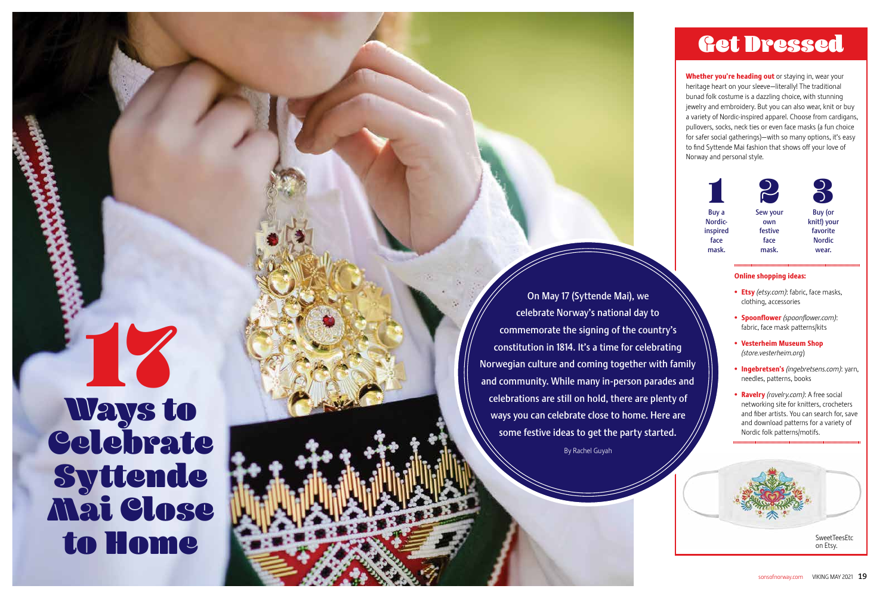# 17 Ways to Celebrate Syttende Mai Close to Home

On May 17 (Syttende Mai), we celebrate Norway's national day to commemorate the signing of the country's constitution in 1814. It's a time for celebrating Norwegian culture and coming together with family and community. While many in-person parades and celebrations are still on hold, there are plenty of ways you can celebrate close to home. Here are some festive ideas to get the party started.

By Rachel Guyah

## Get Dressed

**Whether you're heading out** or staying in, wear your heritage heart on your sleeve—literally! The traditional bunad folk costume is a dazzling choice, with stunning jewelry and embroidery. But you can also wear, knit or buy a variety of Nordic-inspired apparel. Choose from cardigans, pullovers, socks, neck ties or even face masks (a fun choice for safer social gatherings)—with so many options, it's easy to find Syttende Mai fashion that shows off your love of Norway and personal style.

1. Buy a Nordic-inspired face mask.
2. Sew your own festive face mask.
3. Buy (or knit!) your favorite Nordic wear.

**Online shopping ideas:**

- **Etsy** *(etsy.com)*: fabric, face masks, clothing, accessories
- **Spoonflower** *(spoonflower.com)*: fabric, face mask patterns/kits
- **Vesterheim Museum Shop** *(store.vesterheim.org)*
- **Ingebretsen's** *(ingebretsens.com)*: yarn, needles, patterns, books
- **Ravelry** *(ravelry.com)*: A free social networking site for knitters, crocheters and fiber artists. You can search for, save and download patterns for a variety of Nordic folk patterns/motifs.

SweetTeesEtc on Etsy.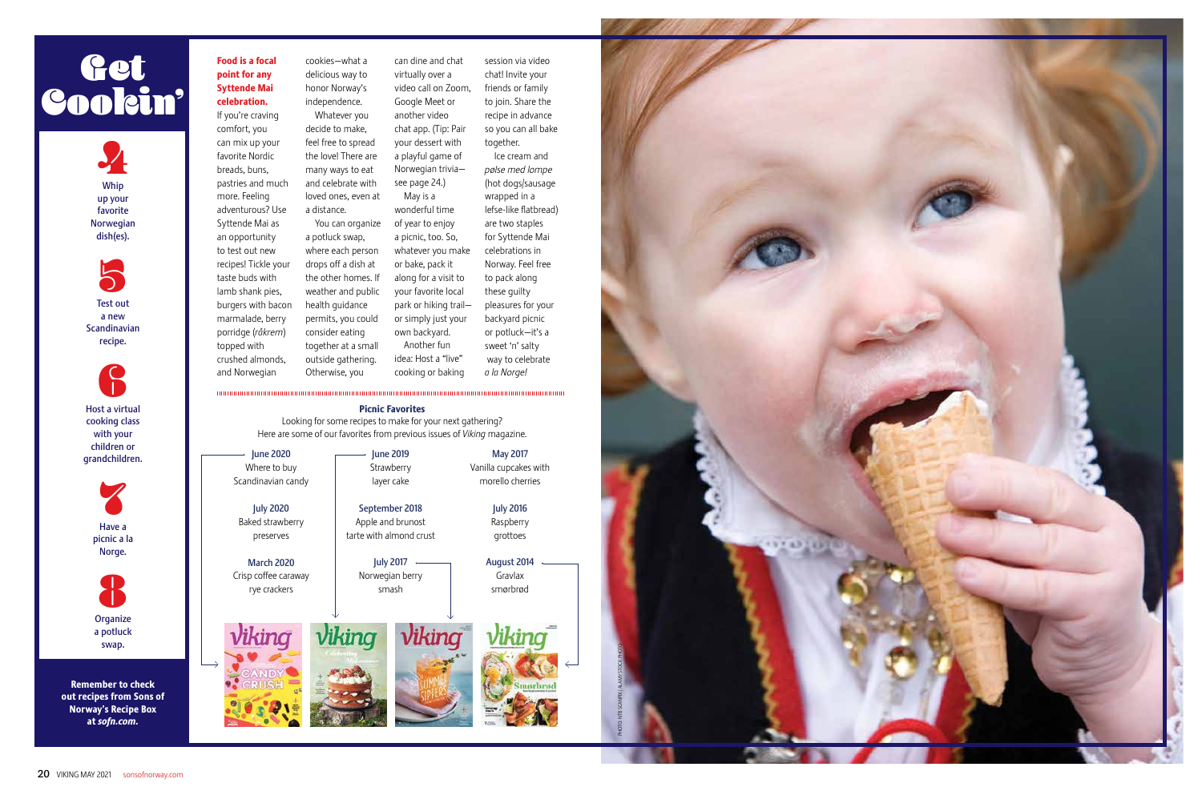# Get Cookin'

**4** Whip up your favorite Norwegian dish(es).

**5** Test out a new Scandinavian recipe.

**6** Host a virtual cooking class with your children or grandchildren.

**7** Have a picnic a la Norge.

**8** Organize a potluck swap.

**Remember to check out recipes from Sons of Norway's Recipe Box at *sofn.com*.**

**Food is a focal point for any Syttende Mai celebration.** If you're craving comfort, you can mix up your favorite Nordic breads, buns, pastries and much more. Feeling adventurous? Use Syttende Mai as an opportunity to test out new recipes! Tickle your taste buds with lamb shank pies, burgers with bacon marmalade, berry porridge (*råkrem*) topped with crushed almonds, and Norwegian cookies—what a delicious way to honor Norway's independence.

Whatever you decide to make, feel free to spread the love! There are many ways to eat and celebrate with loved ones, even at a distance.

You can organize a potluck swap, where each person drops off a dish at the other homes. If weather and public health guidance permits, you could consider eating together at a small outside gathering. Otherwise, you can dine and chat virtually over a video call on Zoom, Google Meet or another video chat app. (Tip: Pair your dessert with a playful game of Norwegian trivia—see page 24.)

May is a wonderful time of year to enjoy a picnic, too. So, whatever you make or bake, pack it along for a visit to your favorite local park or hiking trail—or simply just your own backyard.

Another fun idea: Host a "live" cooking or baking session via video chat! Invite your friends or family to join. Share the recipe in advance so you can all bake together.

Ice cream and *pølse med lompe* (hot dogs/sausage wrapped in a lefse-like flatbread) are two staples for Syttende Mai celebrations in Norway. Feel free to pack along these guilty pleasures for your backyard picnic or potluck—it's a sweet 'n' salty way to celebrate *a la Norge!*

## Picnic Favorites

Looking for some recipes to make for your next gathering? Here are some of our favorites from previous issues of *Viking* magazine.

**June 2020**
Where to buy Scandinavian candy

**July 2020**
Baked strawberry preserves

**March 2020**
Crisp coffee caraway rye crackers

**June 2019**
Strawberry layer cake

**September 2018**
Apple and brunost tarte with almond crust

**July 2017**
Norwegian berry smash

**May 2017**
Vanilla cupcakes with morello cherries

**July 2016**
Raspberry grottoes

**August 2014**
Gravlax smørbrød

PHOTO: KRISTIN SOMMER / ALAMY STOCK PHOTO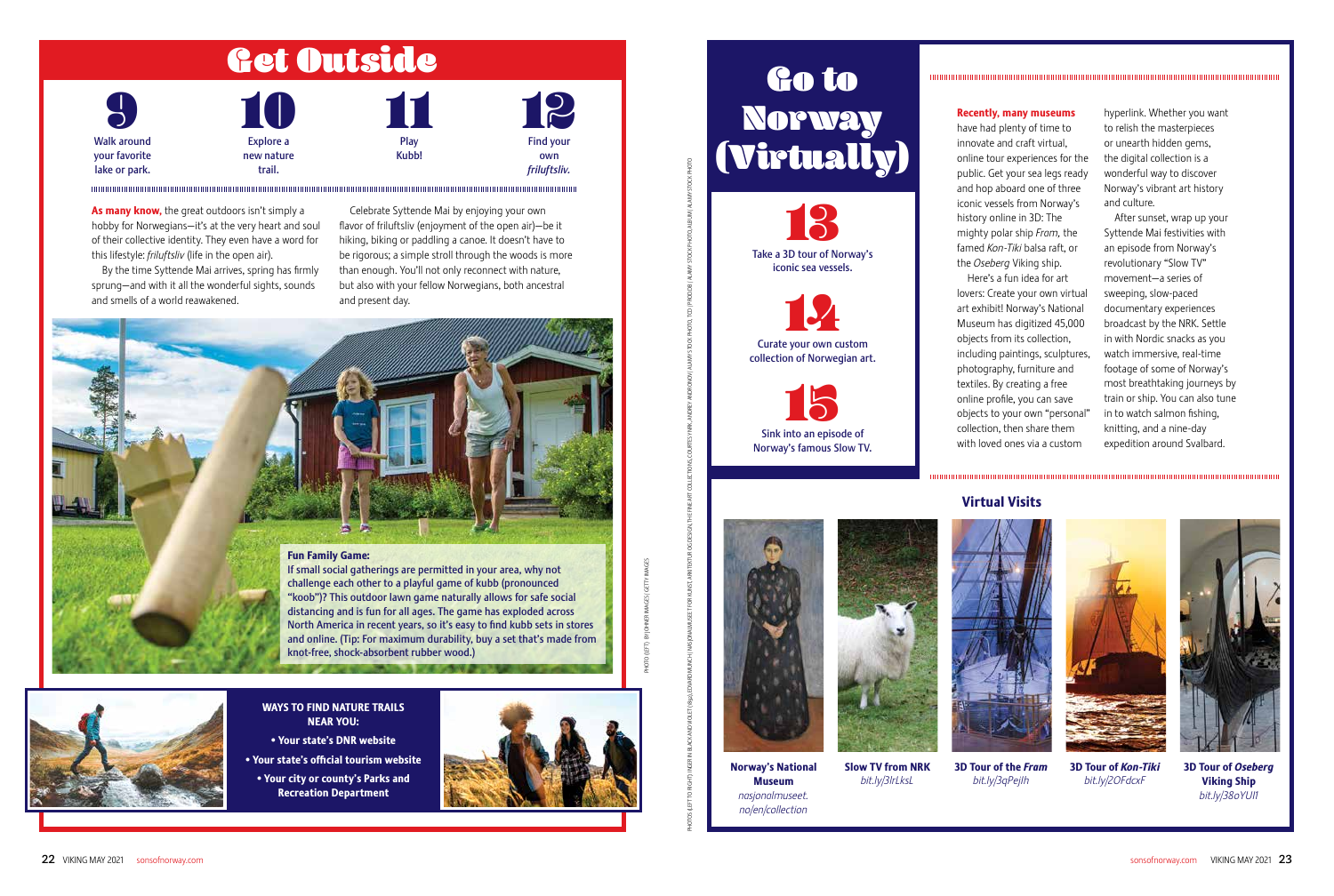# Get Outside

**9** Walk around your favorite lake or park.

**10** Explore a new nature trail.

**11** Play Kubb!

**12** Find your own *friluftsliv.*

**As many know,** the great outdoors isn't simply a hobby for Norwegians—it's at the very heart and soul of their collective identity. They even have a word for this lifestyle: *friluftsliv* (life in the open air).

By the time Syttende Mai arrives, spring has firmly sprung—and with it all the wonderful sights, sounds and smells of a world reawakened.

Celebrate Syttende Mai by enjoying your own flavor of friluftsliv (enjoyment of the open air)—be it hiking, biking or paddling a canoe. It doesn't have to be rigorous; a simple stroll through the woods is more than enough. You'll not only reconnect with nature, but also with your fellow Norwegians, both ancestral and present day.

**Fun Family Game:**
**If small social gatherings are permitted in your area, why not challenge each other to a playful game of kubb (pronounced "koob")? This outdoor lawn game naturally allows for safe social distancing and is fun for all ages. The game has exploded across North America in recent years, so it's easy to find kubb sets in stores and online. (Tip: For maximum durability, buy a set that's made from knot-free, shock-absorbent rubber wood.)**

**WAYS TO FIND NATURE TRAILS NEAR YOU:**

- **Your state's DNR website**
- **Your state's official tourism website**
- **Your city or county's Parks and Recreation Department**

# Go to Norway (Virtually)

**13** Take a 3D tour of Norway's iconic sea vessels.

**14** Curate your own custom collection of Norwegian art.

**15** Sink into an episode of Norway's famous Slow TV.

**Recently, many museums** have had plenty of time to innovate and craft virtual, online tour experiences for the public. Get your sea legs ready and hop aboard one of three iconic vessels from Norway's history online in 3D: The mighty polar ship *Fram*, the famed *Kon-Tiki* balsa raft, or the *Oseberg* Viking ship.

Here's a fun idea for art lovers: Create your own virtual art exhibit! Norway's National Museum has digitized 45,000 objects from its collection, including paintings, sculptures, photography, furniture and textiles. By creating a free online profile, you can save objects to your own "personal" collection, then share them with loved ones via a custom hyperlink. Whether you want to relish the masterpieces or unearth hidden gems, the digital collection is a wonderful way to discover Norway's vibrant art history and culture.

After sunset, wrap up your Syttende Mai festivities with an episode from Norway's revolutionary "Slow TV" movement—a series of sweeping, slow-paced documentary experiences broadcast by the NRK. Settle in with Nordic snacks as you watch immersive, real-time footage of some of Norway's most breathtaking journeys by train or ship. You can also tune in to watch salmon fishing, knitting, and a nine-day expedition around Svalbard.

## Virtual Visits

**Norway's National Museum**
*nasjonalmuseet.no/en/collection*

**Slow TV from NRK**
*bit.ly/3IrLksL*

**3D Tour of the *Fram***
*bit.ly/3qPejIh*

**3D Tour of *Kon-Tiki***
*bit.ly/2OFdcxF*

**3D Tour of *Oseberg* Viking Ship**
*bit.ly/38oYUI1*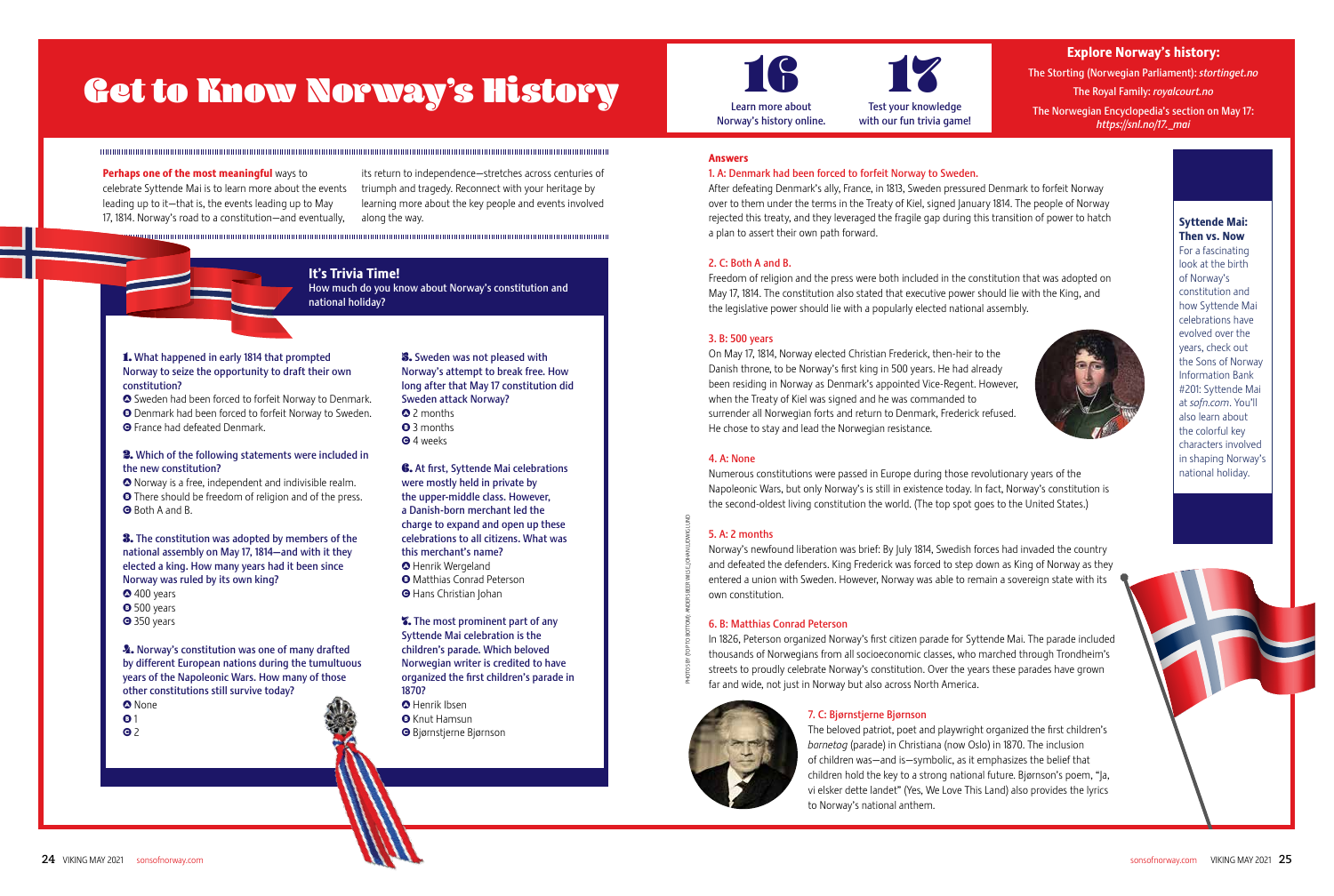# Get to Know Norway's History

**Perhaps one of the most meaningful** ways to celebrate Syttende Mai is to learn more about the events leading up to it—that is, the events leading up to May 17, 1814. Norway's road to a constitution—and eventually, its return to independence—stretches across centuries of triumph and tragedy. Reconnect with your heritage by learning more about the key people and events involved along the way.

## It's Trivia Time!

How much do you know about Norway's constitution and national holiday?

**1. What happened in early 1814 that prompted Norway to seize the opportunity to draft their own constitution?**

- A Sweden had been forced to forfeit Norway to Denmark.
- B Denmark had been forced to forfeit Norway to Sweden.
- C France had defeated Denmark.

**2. Which of the following statements were included in the new constitution?**

- A Norway is a free, independent and indivisible realm.
- B There should be freedom of religion and of the press.
- C Both A and B.

**3. The constitution was adopted by members of the national assembly on May 17, 1814—and with it they elected a king. How many years had it been since Norway was ruled by its own king?**

- A 400 years
- B 500 years
- C 350 years

**4. Norway's constitution was one of many drafted by different European nations during the tumultuous years of the Napoleonic Wars. How many of those other constitutions still survive today?**

- A None
- B 1
- C 2

**5. Sweden was not pleased with Norway's attempt to break free. How long after that May 17 constitution did Sweden attack Norway?**

- A 2 months
- B 3 months
- C 4 weeks

**6. At first, Syttende Mai celebrations were mostly held in private by the upper-middle class. However, a Danish-born merchant led the charge to expand and open up these celebrations to all citizens. What was this merchant's name?**

- A Henrik Wergeland
- B Matthias Conrad Peterson
- C Hans Christian Johan

**7. The most prominent part of any Syttende Mai celebration is the children's parade. Which beloved Norwegian writer is credited to have organized the first children's parade in 1870?**

- A Henrik Ibsen
- B Knut Hamsun
- C Bjørnstjerne Bjørnson

**16** Learn more about Norway's history online.

**17** Test your knowledge with our fun trivia game!

## Explore Norway's history:

The Storting (Norwegian Parliament): *stortinget.no*

The Royal Family: *royalcourt.no*

The Norwegian Encyclopedia's section on May 17: *https://snl.no/17._mai*

## Answers

**1. A: Denmark had been forced to forfeit Norway to Sweden.**

After defeating Denmark's ally, France, in 1813, Sweden pressured Denmark to forfeit Norway over to them under the terms in the Treaty of Kiel, signed January 1814. The people of Norway rejected this treaty, and they leveraged the fragile gap during this transition of power to hatch a plan to assert their own path forward.

**2. C: Both A and B.**

Freedom of religion and the press were both included in the constitution that was adopted on May 17, 1814. The constitution also stated that executive power should lie with the King, and the legislative power should lie with a popularly elected national assembly.

**3. B: 500 years**

On May 17, 1814, Norway elected Christian Frederick, then-heir to the Danish throne, to be Norway's first king in 500 years. He had already been residing in Norway as Denmark's appointed Vice-Regent. However, when the Treaty of Kiel was signed and he was commanded to surrender all Norwegian forts and return to Denmark, Frederick refused. He chose to stay and lead the Norwegian resistance.

**4. A: None**

Numerous constitutions were passed in Europe during those revolutionary years of the Napoleonic Wars, but only Norway's is still in existence today. In fact, Norway's constitution is the second-oldest living constitution the world. (The top spot goes to the United States.)

**5. A: 2 months**

Norway's newfound liberation was brief: By July 1814, Swedish forces had invaded the country and defeated the defenders. King Frederick was forced to step down as King of Norway as they entered a union with Sweden. However, Norway was able to remain a sovereign state with its own constitution.

**6. B: Matthias Conrad Peterson**

In 1826, Peterson organized Norway's first citizen parade for Syttende Mai. The parade included thousands of Norwegians from all socioeconomic classes, who marched through Trondheim's streets to proudly celebrate Norway's constitution. Over the years these parades have grown far and wide, not just in Norway but also across North America.

**7. C: Bjørnstjerne Bjørnson**

The beloved patriot, poet and playwright organized the first children's *barnetog* (parade) in Christiania (now Oslo) in 1870. The inclusion of children was—and is—symbolic, as it emphasizes the belief that children hold the key to a strong national future. Bjørnson's poem, "Ja, vi elsker dette landet" (Yes, We Love This Land) also provides the lyrics to Norway's national anthem.

PHOTOS BY (TOP TO BOTTOM): ANDERS BEER WILSE; JOHAN LUDWIG LUND

### Syttende Mai: Then vs. Now

For a fascinating look at the birth of Norway's constitution and how Syttende Mai celebrations have evolved over the years, check out the Sons of Norway Information Bank #201: Syttende Mai at *sofn.com*. You'll also learn about the colorful key characters involved in shaping Norway's national holiday.